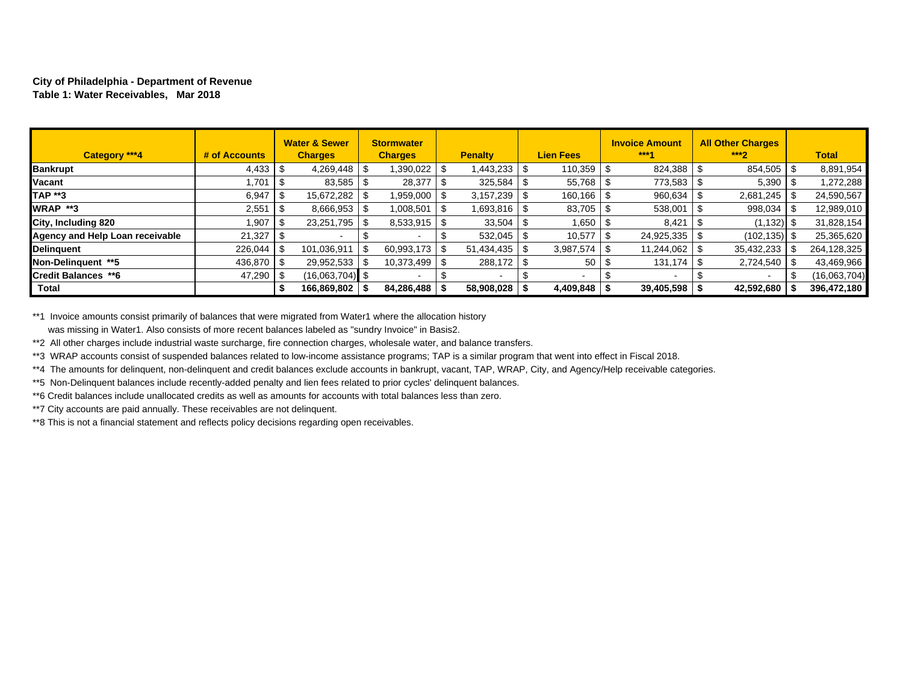**City of Philadelphia - Department of Revenue**
**Table 1: Water Receivables, Mar 2018**

| Category ***4 | # of Accounts | Water & Sewer Charges | Stormwater Charges | Penalty | Lien Fees | Invoice Amount ***1 | All Other Charges ***2 | Total |
|---|---|---|---|---|---|---|---|---|
| **Bankrupt** | 4,433 | $ 4,269,448 | $ 1,390,022 | $ 1,443,233 | $ 110,359 | $ 824,388 | $ 854,505 | $ 8,891,954 |
| **Vacant** | 1,701 | $ 83,585 | $ 28,377 | $ 325,584 | $ 55,768 | $ 773,583 | $ 5,390 | $ 1,272,288 |
| **TAP **3** | 6,947 | $ 15,672,282 | $ 1,959,000 | $ 3,157,239 | $ 160,166 | $ 960,634 | $ 2,681,245 | $ 24,590,567 |
| **WRAP **3** | 2,551 | $ 8,666,953 | $ 1,008,501 | $ 1,693,816 | $ 83,705 | $ 538,001 | $ 998,034 | $ 12,989,010 |
| **City, Including 820** | 1,907 | $ 23,251,795 | $ 8,533,915 | $ 33,504 | $ 1,650 | $ 8,421 | $ (1,132) | $ 31,828,154 |
| **Agency and Help Loan receivable** | 21,327 | $ - | $ - | $ 532,045 | $ 10,577 | $ 24,925,335 | $ (102,135) | $ 25,365,620 |
| **Delinquent** | 226,044 | $ 101,036,911 | $ 60,993,173 | $ 51,434,435 | $ 3,987,574 | $ 11,244,062 | $ 35,432,233 | $ 264,128,325 |
| **Non-Delinquent **5** | 436,870 | $ 29,952,533 | $ 10,373,499 | $ 288,172 | $ 50 | $ 131,174 | $ 2,724,540 | $ 43,469,966 |
| **Credit Balances **6** | 47,290 | $ (16,063,704) | $ - | $ - | $ - | $ - | $ - | $ (16,063,704) |
| **Total** | | **$ 166,869,802** | **$ 84,286,488** | **$ 58,908,028** | **$ 4,409,848** | **$ 39,405,598** | **$ 42,592,680** | **$ 396,472,180** |

**1 Invoice amounts consist primarily of balances that were migrated from Water1 where the allocation history was missing in Water1. Also consists of more recent balances labeled as "sundry Invoice" in Basis2.

**2 All other charges include industrial waste surcharge, fire connection charges, wholesale water, and balance transfers.

**3 WRAP accounts consist of suspended balances related to low-income assistance programs; TAP is a similar program that went into effect in Fiscal 2018.

**4 The amounts for delinquent, non-delinquent and credit balances exclude accounts in bankrupt, vacant, TAP, WRAP, City, and Agency/Help receivable categories.

**5 Non-Delinquent balances include recently-added penalty and lien fees related to prior cycles' delinquent balances.

**6 Credit balances include unallocated credits as well as amounts for accounts with total balances less than zero.

**7 City accounts are paid annually. These receivables are not delinquent.

**8 This is not a financial statement and reflects policy decisions regarding open receivables.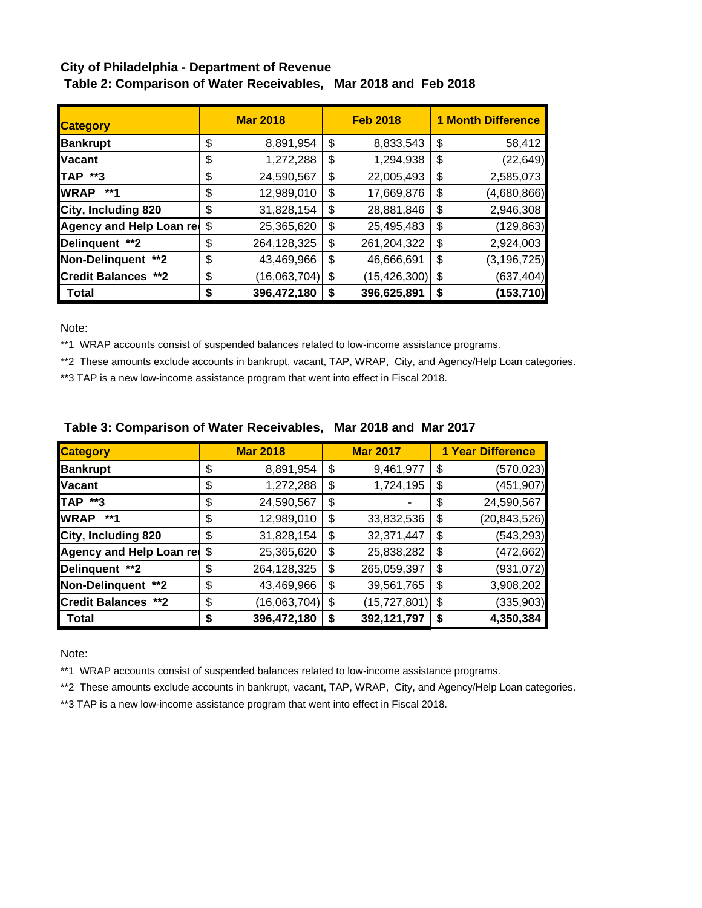**City of Philadelphia - Department of Revenue**

**Table 2: Comparison of Water Receivables, Mar 2018 and Feb 2018**

| Category | Mar 2018 | Feb 2018 | 1 Month Difference |
|---|---|---|---|
| **Bankrupt** | $ 8,891,954 | $ 8,833,543 | $ 58,412 |
| **Vacant** | $ 1,272,288 | $ 1,294,938 | $ (22,649) |
| **TAP \*\*3** | $ 24,590,567 | $ 22,005,493 | $ 2,585,073 |
| **WRAP \*\*1** | $ 12,989,010 | $ 17,669,876 | $ (4,680,866) |
| **City, Including 820** | $ 31,828,154 | $ 28,881,846 | $ 2,946,308 |
| **Agency and Help Loan re** | $ 25,365,620 | $ 25,495,483 | $ (129,863) |
| **Delinquent \*\*2** | $ 264,128,325 | $ 261,204,322 | $ 2,924,003 |
| **Non-Delinquent \*\*2** | $ 43,469,966 | $ 46,666,691 | $ (3,196,725) |
| **Credit Balances \*\*2** | $ (16,063,704) | $ (15,426,300) | $ (637,404) |
| **Total** | **$ 396,472,180** | **$ 396,625,891** | **$ (153,710)** |

Note:

**1 WRAP accounts consist of suspended balances related to low-income assistance programs.

**2 These amounts exclude accounts in bankrupt, vacant, TAP, WRAP, City, and Agency/Help Loan categories.

**3 TAP is a new low-income assistance program that went into effect in Fiscal 2018.

**Table 3: Comparison of Water Receivables, Mar 2018 and Mar 2017**

| Category | Mar 2018 | Mar 2017 | 1 Year Difference |
|---|---|---|---|
| **Bankrupt** | $ 8,891,954 | $ 9,461,977 | $ (570,023) |
| **Vacant** | $ 1,272,288 | $ 1,724,195 | $ (451,907) |
| **TAP \*\*3** | $ 24,590,567 | $ - | $ 24,590,567 |
| **WRAP \*\*1** | $ 12,989,010 | $ 33,832,536 | $ (20,843,526) |
| **City, Including 820** | $ 31,828,154 | $ 32,371,447 | $ (543,293) |
| **Agency and Help Loan re** | $ 25,365,620 | $ 25,838,282 | $ (472,662) |
| **Delinquent \*\*2** | $ 264,128,325 | $ 265,059,397 | $ (931,072) |
| **Non-Delinquent \*\*2** | $ 43,469,966 | $ 39,561,765 | $ 3,908,202 |
| **Credit Balances \*\*2** | $ (16,063,704) | $ (15,727,801) | $ (335,903) |
| **Total** | **$ 396,472,180** | **$ 392,121,797** | **$ 4,350,384** |

Note:

**1 WRAP accounts consist of suspended balances related to low-income assistance programs.

**2 These amounts exclude accounts in bankrupt, vacant, TAP, WRAP, City, and Agency/Help Loan categories.

**3 TAP is a new low-income assistance program that went into effect in Fiscal 2018.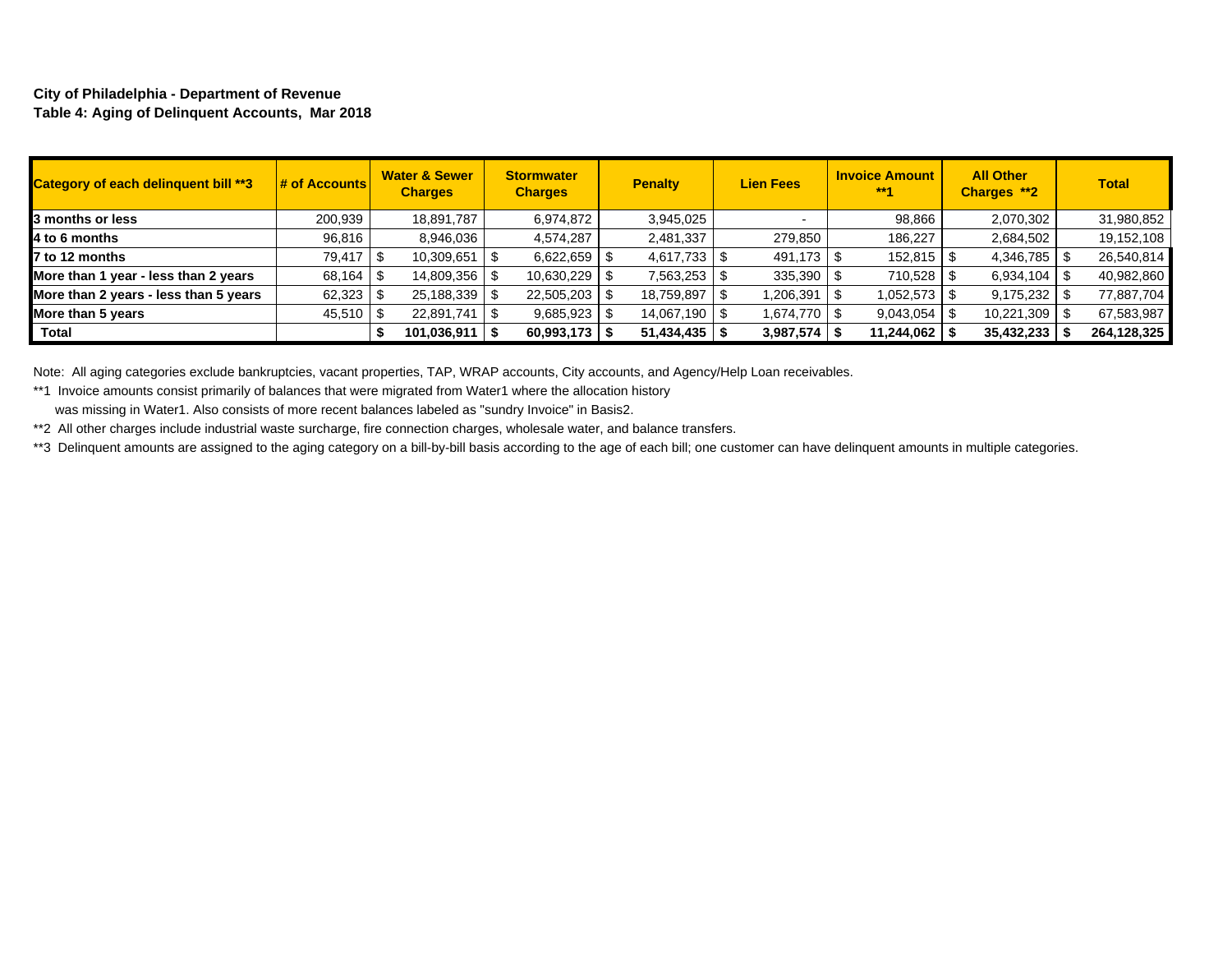**City of Philadelphia - Department of Revenue**
**Table 4: Aging of Delinquent Accounts, Mar 2018**

| Category of each delinquent bill **3 | # of Accounts | Water & Sewer Charges | Stormwater Charges | Penalty | Lien Fees | Invoice Amount **1 | All Other Charges **2 | Total |
|---|---|---|---|---|---|---|---|---|
| **3 months or less** | 200,939 | 18,891,787 | 6,974,872 | 3,945,025 | - | 98,866 | 2,070,302 | 31,980,852 |
| **4 to 6 months** | 96,816 | 8,946,036 | 4,574,287 | 2,481,337 | 279,850 | 186,227 | 2,684,502 | 19,152,108 |
| **7 to 12 months** | 79,417 | $ 10,309,651 | $ 6,622,659 | $ 4,617,733 | $ 491,173 | $ 152,815 | $ 4,346,785 | $ 26,540,814 |
| **More than 1 year - less than 2 years** | 68,164 | $ 14,809,356 | $ 10,630,229 | $ 7,563,253 | $ 335,390 | $ 710,528 | $ 6,934,104 | $ 40,982,860 |
| **More than 2 years - less than 5 years** | 62,323 | $ 25,188,339 | $ 22,505,203 | $ 18,759,897 | $ 1,206,391 | $ 1,052,573 | $ 9,175,232 | $ 77,887,704 |
| **More than 5 years** | 45,510 | $ 22,891,741 | $ 9,685,923 | $ 14,067,190 | $ 1,674,770 | $ 9,043,054 | $ 10,221,309 | $ 67,583,987 |
| **Total** | | **$ 101,036,911** | **$ 60,993,173** | **$ 51,434,435** | **$ 3,987,574** | **$ 11,244,062** | **$ 35,432,233** | **$ 264,128,325** |

Note: All aging categories exclude bankruptcies, vacant properties, TAP, WRAP accounts, City accounts, and Agency/Help Loan receivables.

**1 Invoice amounts consist primarily of balances that were migrated from Water1 where the allocation history was missing in Water1. Also consists of more recent balances labeled as "sundry Invoice" in Basis2.

**2 All other charges include industrial waste surcharge, fire connection charges, wholesale water, and balance transfers.

**3 Delinquent amounts are assigned to the aging category on a bill-by-bill basis according to the age of each bill; one customer can have delinquent amounts in multiple categories.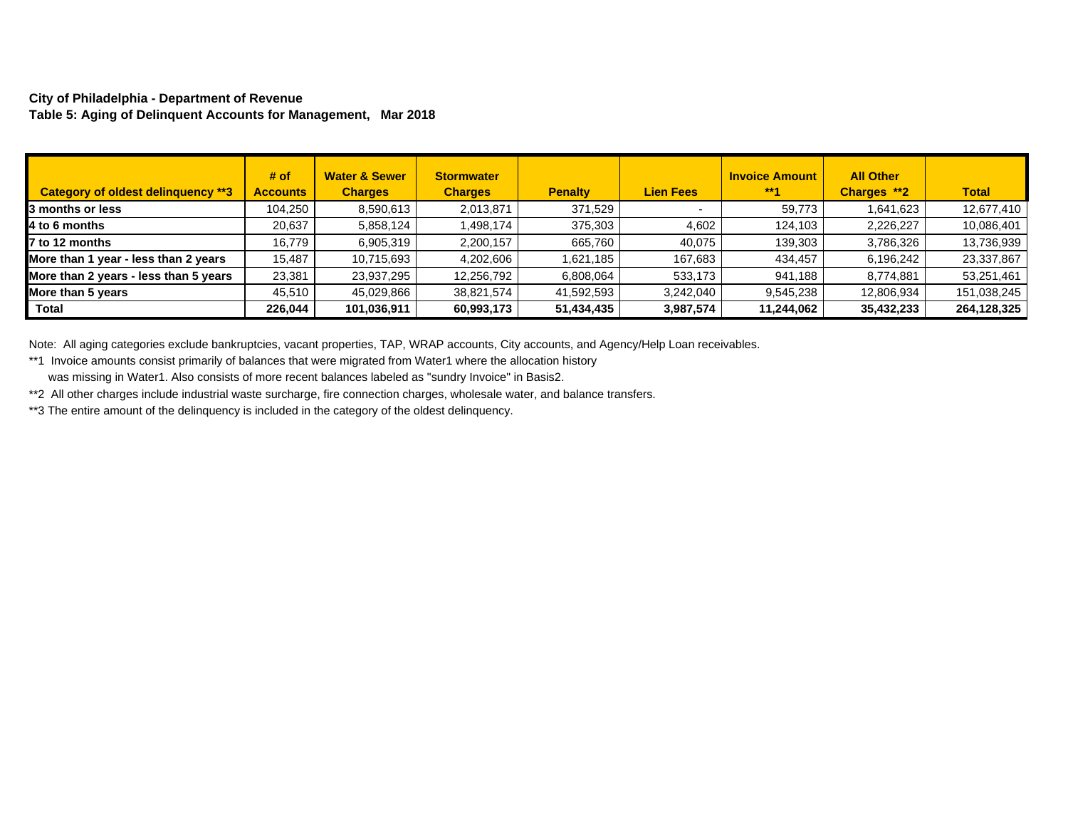**City of Philadelphia - Department of Revenue**
**Table 5: Aging of Delinquent Accounts for Management, Mar 2018**

| Category of oldest delinquency **3 | # of Accounts | Water & Sewer Charges | Stormwater Charges | Penalty | Lien Fees | Invoice Amount **1 | All Other Charges **2 | Total |
|---|---|---|---|---|---|---|---|---|
| 3 months or less | 104,250 | 8,590,613 | 2,013,871 | 371,529 | - | 59,773 | 1,641,623 | 12,677,410 |
| 4 to 6 months | 20,637 | 5,858,124 | 1,498,174 | 375,303 | 4,602 | 124,103 | 2,226,227 | 10,086,401 |
| 7 to 12 months | 16,779 | 6,905,319 | 2,200,157 | 665,760 | 40,075 | 139,303 | 3,786,326 | 13,736,939 |
| More than 1 year - less than 2 years | 15,487 | 10,715,693 | 4,202,606 | 1,621,185 | 167,683 | 434,457 | 6,196,242 | 23,337,867 |
| More than 2 years - less than 5 years | 23,381 | 23,937,295 | 12,256,792 | 6,808,064 | 533,173 | 941,188 | 8,774,881 | 53,251,461 |
| More than 5 years | 45,510 | 45,029,866 | 38,821,574 | 41,592,593 | 3,242,040 | 9,545,238 | 12,806,934 | 151,038,245 |
| **Total** | **226,044** | **101,036,911** | **60,993,173** | **51,434,435** | **3,987,574** | **11,244,062** | **35,432,233** | **264,128,325** |

Note: All aging categories exclude bankruptcies, vacant properties, TAP, WRAP accounts, City accounts, and Agency/Help Loan receivables.

**1 Invoice amounts consist primarily of balances that were migrated from Water1 where the allocation history was missing in Water1. Also consists of more recent balances labeled as "sundry Invoice" in Basis2.

**2 All other charges include industrial waste surcharge, fire connection charges, wholesale water, and balance transfers.

**3 The entire amount of the delinquency is included in the category of the oldest delinquency.